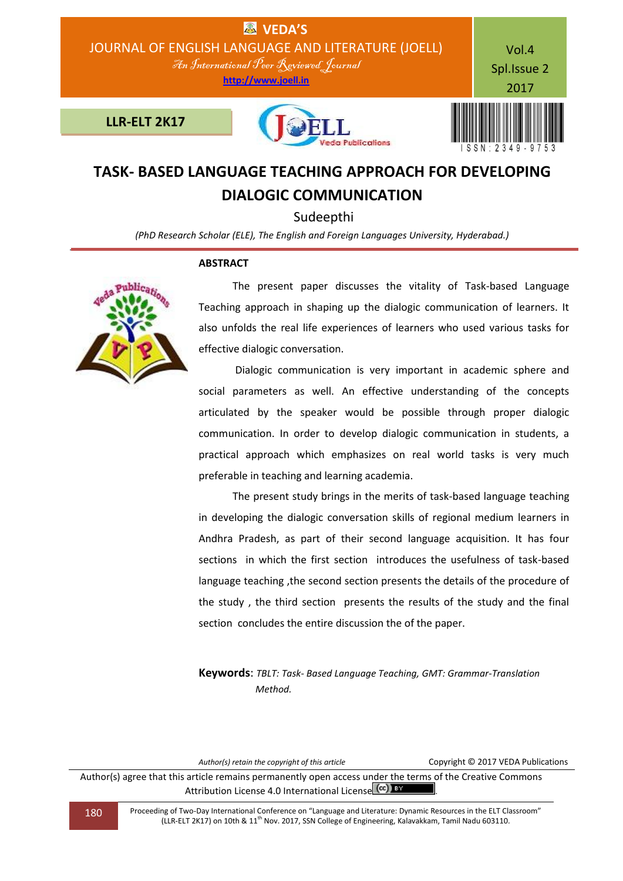# TASK- BASED LANGUAGE TEACHING APPROACH FOR DEVELOPING DIALOGIC COMMUNICATION

Sudeepthi

*(PhD Research Scholar (ELE), The English and Foreign Languages University, Hyderabad.)*

## ABSTRACT

The present paper discusses the vitality of Task-based Language Teaching approach in shaping up the dialogic communication of learners. It also unfolds the real life experiences of learners who used various tasks for effective dialogic conversation.

Dialogic communication is very important in academic sphere and social parameters as well. An effective understanding of the concepts articulated by the speaker would be possible through proper dialogic communication. In order to develop dialogic communication in students, a practical approach which emphasizes on real world tasks is very much preferable in teaching and learning academia.

The present study brings in the merits of task-based language teaching in developing the dialogic conversation skills of regional medium learners in Andhra Pradesh, as part of their second language acquisition. It has four sections in which the first section introduces the usefulness of task-based language teaching ,the second section presents the details of the procedure of the study , the third section presents the results of the study and the final section concludes the entire discussion the of the paper.

**Keywords**: *TBLT: Task- Based Language Teaching, GMT: Grammar-Translation Method.*

*Author(s) retain the copyright of this article* Copyright © 2017 VEDA Publications

Author(s) agree that this article remains permanently open access under the terms of the Creative Commons Attribution License 4.0 International License.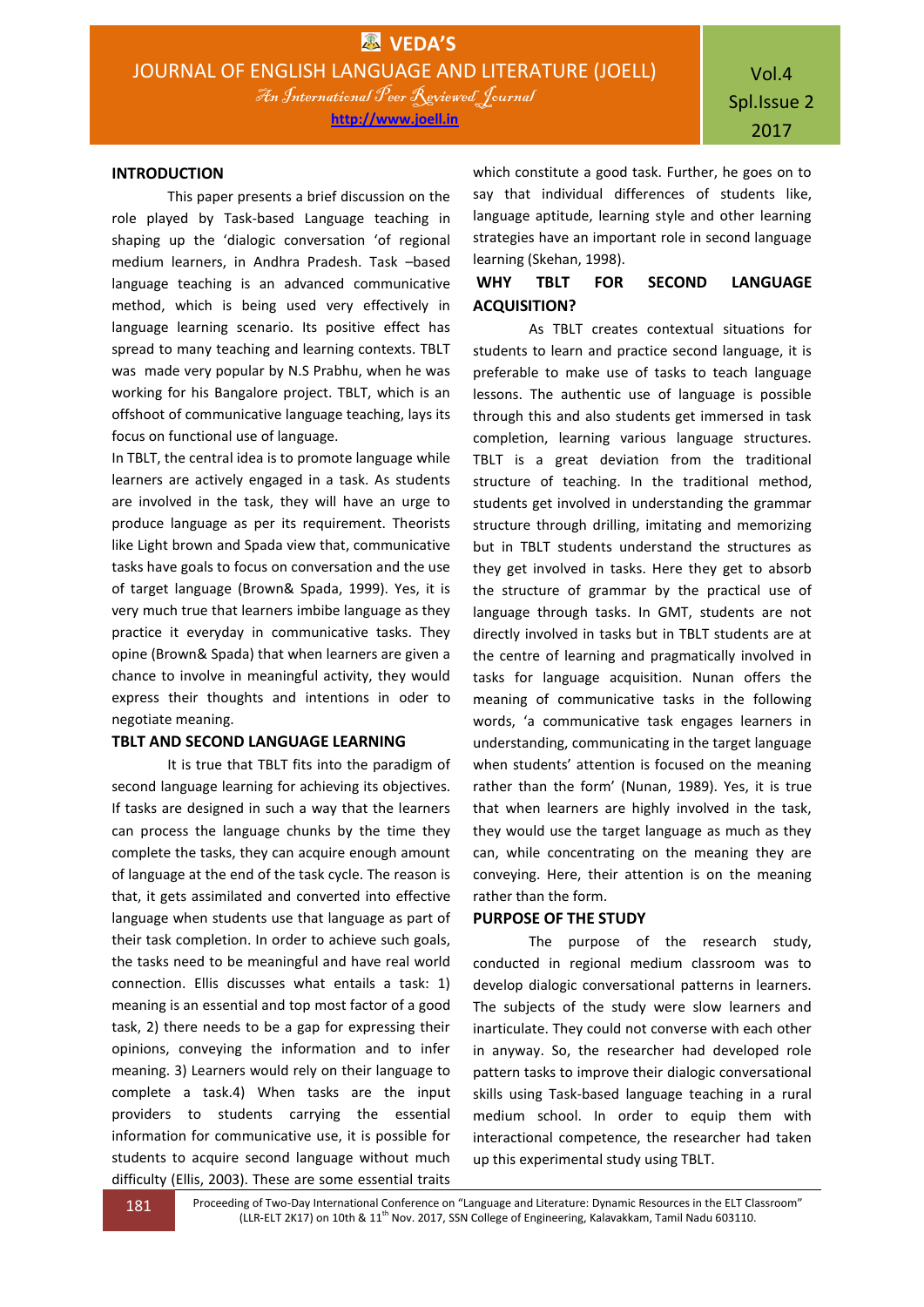## INTRODUCTION

This paper presents a brief discussion on the role played by Task-based Language teaching in shaping up the 'dialogic conversation 'of regional medium learners, in Andhra Pradesh. Task –based language teaching is an advanced communicative method, which is being used very effectively in language learning scenario. Its positive effect has spread to many teaching and learning contexts. TBLT was made very popular by N.S Prabhu, when he was working for his Bangalore project. TBLT, which is an offshoot of communicative language teaching, lays its focus on functional use of language.

In TBLT, the central idea is to promote language while learners are actively engaged in a task. As students are involved in the task, they will have an urge to produce language as per its requirement. Theorists like Light brown and Spada view that, communicative tasks have goals to focus on conversation and the use of target language (Brown& Spada, 1999). Yes, it is very much true that learners imbibe language as they practice it everyday in communicative tasks. They opine (Brown& Spada) that when learners are given a chance to involve in meaningful activity, they would express their thoughts and intentions in oder to negotiate meaning.

## TBLT AND SECOND LANGUAGE LEARNING

It is true that TBLT fits into the paradigm of second language learning for achieving its objectives. If tasks are designed in such a way that the learners can process the language chunks by the time they complete the tasks, they can acquire enough amount of language at the end of the task cycle. The reason is that, it gets assimilated and converted into effective language when students use that language as part of their task completion. In order to achieve such goals, the tasks need to be meaningful and have real world connection. Ellis discusses what entails a task: 1) meaning is an essential and top most factor of a good task, 2) there needs to be a gap for expressing their opinions, conveying the information and to infer meaning. 3) Learners would rely on their language to complete a task.4) When tasks are the input providers to students carrying the essential information for communicative use, it is possible for students to acquire second language without much difficulty (Ellis, 2003). These are some essential traits which constitute a good task. Further, he goes on to say that individual differences of students like, language aptitude, learning style and other learning strategies have an important role in second language learning (Skehan, 1998).

## WHY TBLT FOR SECOND LANGUAGE ACQUISITION?

As TBLT creates contextual situations for students to learn and practice second language, it is preferable to make use of tasks to teach language lessons. The authentic use of language is possible through this and also students get immersed in task completion, learning various language structures. TBLT is a great deviation from the traditional structure of teaching. In the traditional method, students get involved in understanding the grammar structure through drilling, imitating and memorizing but in TBLT students understand the structures as they get involved in tasks. Here they get to absorb the structure of grammar by the practical use of language through tasks. In GMT, students are not directly involved in tasks but in TBLT students are at the centre of learning and pragmatically involved in tasks for language acquisition. Nunan offers the meaning of communicative tasks in the following words, 'a communicative task engages learners in understanding, communicating in the target language when students' attention is focused on the meaning rather than the form' (Nunan, 1989). Yes, it is true that when learners are highly involved in the task, they would use the target language as much as they can, while concentrating on the meaning they are conveying. Here, their attention is on the meaning rather than the form.

## PURPOSE OF THE STUDY

The purpose of the research study, conducted in regional medium classroom was to develop dialogic conversational patterns in learners. The subjects of the study were slow learners and inarticulate. They could not converse with each other in anyway. So, the researcher had developed role pattern tasks to improve their dialogic conversational skills using Task-based language teaching in a rural medium school. In order to equip them with interactional competence, the researcher had taken up this experimental study using TBLT.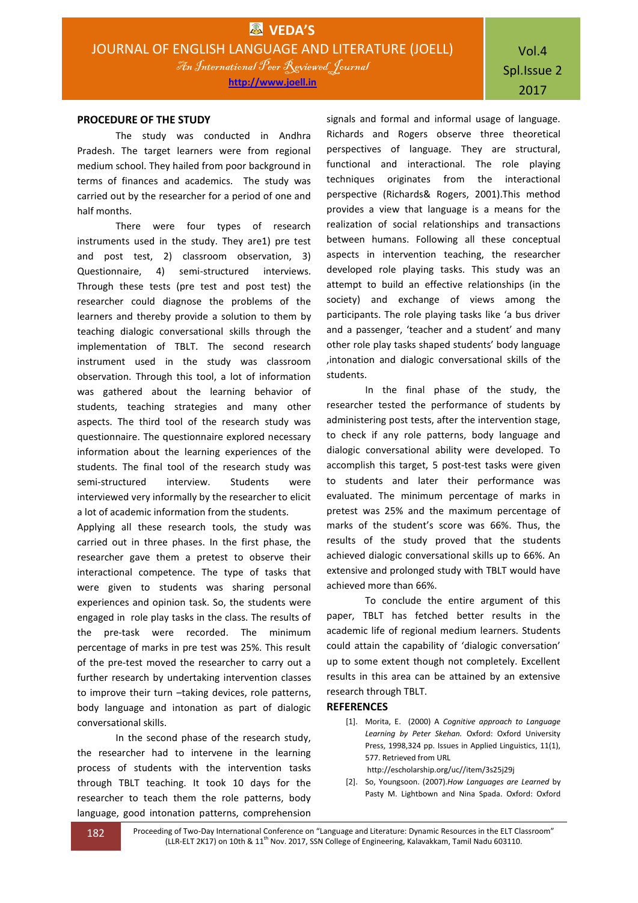## PROCEDURE OF THE STUDY

The study was conducted in Andhra Pradesh. The target learners were from regional medium school. They hailed from poor background in terms of finances and academics. The study was carried out by the researcher for a period of one and half months.

There were four types of research instruments used in the study. They are1) pre test and post test, 2) classroom observation, 3) Questionnaire, 4) semi-structured interviews. Through these tests (pre test and post test) the researcher could diagnose the problems of the learners and thereby provide a solution to them by teaching dialogic conversational skills through the implementation of TBLT. The second research instrument used in the study was classroom observation. Through this tool, a lot of information was gathered about the learning behavior of students, teaching strategies and many other aspects. The third tool of the research study was questionnaire. The questionnaire explored necessary information about the learning experiences of the students. The final tool of the research study was semi-structured interview. Students were interviewed very informally by the researcher to elicit a lot of academic information from the students.

Applying all these research tools, the study was carried out in three phases. In the first phase, the researcher gave them a pretest to observe their interactional competence. The type of tasks that were given to students was sharing personal experiences and opinion task. So, the students were engaged in role play tasks in the class. The results of the pre-task were recorded. The minimum percentage of marks in pre test was 25%. This result of the pre-test moved the researcher to carry out a further research by undertaking intervention classes to improve their turn –taking devices, role patterns, body language and intonation as part of dialogic conversational skills.

In the second phase of the research study, the researcher had to intervene in the learning process of students with the intervention tasks through TBLT teaching. It took 10 days for the researcher to teach them the role patterns, body language, good intonation patterns, comprehension signals and formal and informal usage of language. Richards and Rogers observe three theoretical perspectives of language. They are structural, functional and interactional. The role playing techniques originates from the interactional perspective (Richards& Rogers, 2001).This method provides a view that language is a means for the realization of social relationships and transactions between humans. Following all these conceptual aspects in intervention teaching, the researcher developed role playing tasks. This study was an attempt to build an effective relationships (in the society) and exchange of views among the participants. The role playing tasks like 'a bus driver and a passenger, 'teacher and a student' and many other role play tasks shaped students' body language ,intonation and dialogic conversational skills of the students.

In the final phase of the study, the researcher tested the performance of students by administering post tests, after the intervention stage, to check if any role patterns, body language and dialogic conversational ability were developed. To accomplish this target, 5 post-test tasks were given to students and later their performance was evaluated. The minimum percentage of marks in pretest was 25% and the maximum percentage of marks of the student's score was 66%. Thus, the results of the study proved that the students achieved dialogic conversational skills up to 66%. An extensive and prolonged study with TBLT would have achieved more than 66%.

To conclude the entire argument of this paper, TBLT has fetched better results in the academic life of regional medium learners. Students could attain the capability of 'dialogic conversation' up to some extent though not completely. Excellent results in this area can be attained by an extensive research through TBLT.

## REFERENCES

[1]. Morita, E. (2000) A *Cognitive approach to Language Learning by Peter Skehan.* Oxford: Oxford University Press, 1998,324 pp. Issues in Applied Linguistics, 11(1), 577. Retrieved from URL http://escholarship.org/uc//item/3s25j29j

[2]. So, Youngsoon. (2007).*How Languages are Learned* by Pasty M. Lightbown and Nina Spada. Oxford: Oxford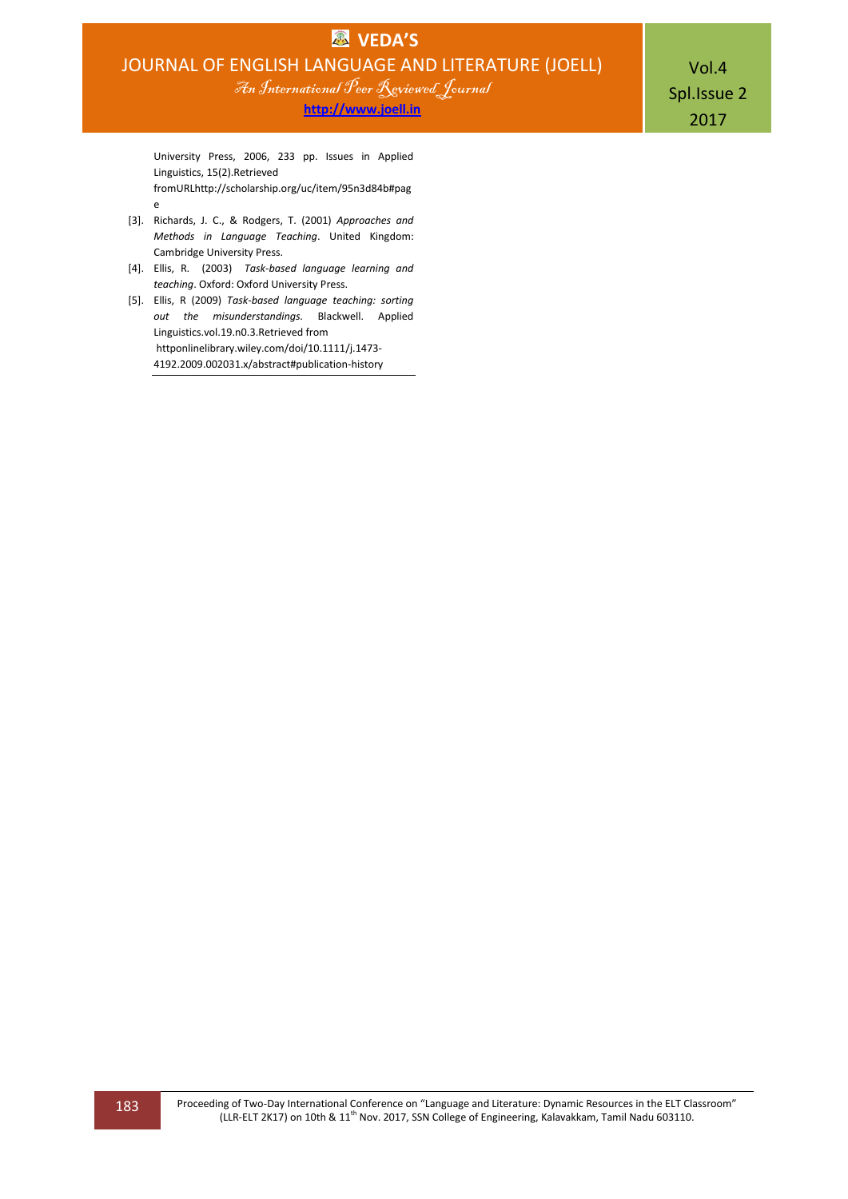University Press, 2006, 233 pp. Issues in Applied Linguistics, 15(2).Retrieved fromURLhttp://scholarship.org/uc/item/95n3d84b#page

[3]. Richards, J. C., & Rodgers, T. (2001) *Approaches and Methods in Language Teaching*. United Kingdom: Cambridge University Press.

[4]. Ellis, R. (2003) *Task-based language learning and teaching*. Oxford: Oxford University Press.

[5]. Ellis, R (2009) *Task-based language teaching: sorting out the misunderstandings.* Blackwell. Applied Linguistics.vol.19.n0.3.Retrieved from httponlinelibrary.wiley.com/doi/10.1111/j.1473-4192.2009.002031.x/abstract#publication-history